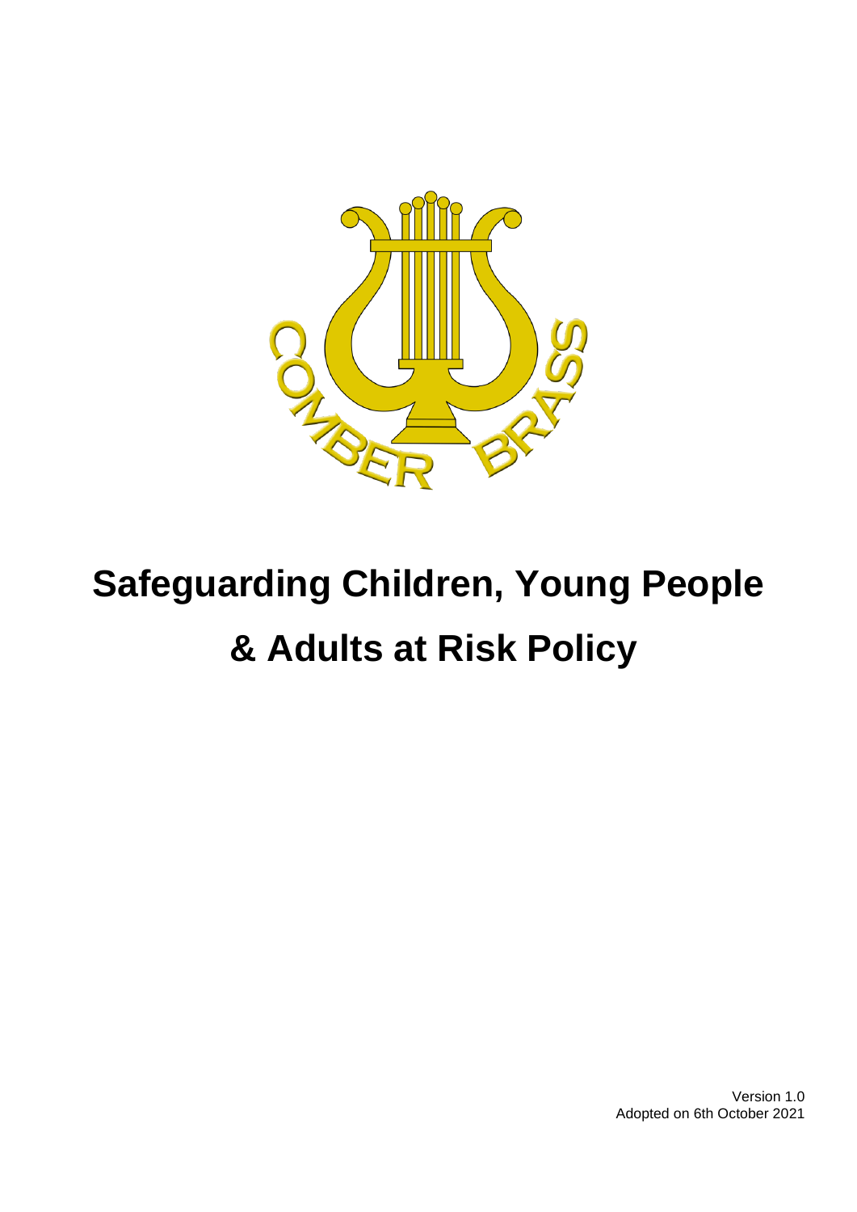# Safeguarding Children, Young People & Adults at Risk Policy

Version 1.0
Adopted on 6th October 2021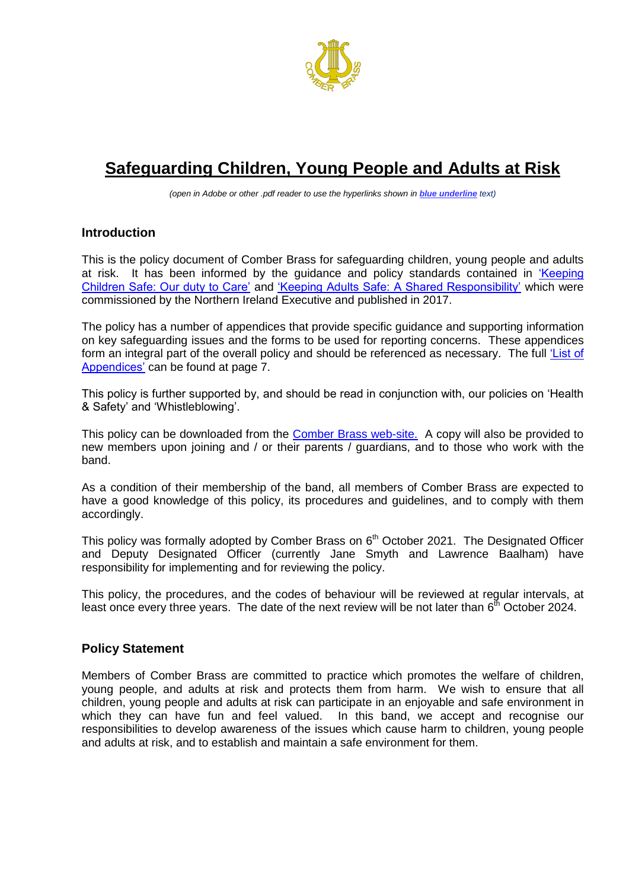# Safeguarding Children, Young People and Adults at Risk

*(open in Adobe or other .pdf reader to use the hyperlinks shown in **blue underline** text)*

## Introduction

This is the policy document of Comber Brass for safeguarding children, young people and adults at risk. It has been informed by the guidance and policy standards contained in 'Keeping Children Safe: Our duty to Care' and 'Keeping Adults Safe: A Shared Responsibility' which were commissioned by the Northern Ireland Executive and published in 2017.

The policy has a number of appendices that provide specific guidance and supporting information on key safeguarding issues and the forms to be used for reporting concerns. These appendices form an integral part of the overall policy and should be referenced as necessary. The full 'List of Appendices' can be found at page 7.

This policy is further supported by, and should be read in conjunction with, our policies on 'Health & Safety' and 'Whistleblowing'.

This policy can be downloaded from the Comber Brass web-site. A copy will also be provided to new members upon joining and / or their parents / guardians, and to those who work with the band.

As a condition of their membership of the band, all members of Comber Brass are expected to have a good knowledge of this policy, its procedures and guidelines, and to comply with them accordingly.

This policy was formally adopted by Comber Brass on 6th October 2021. The Designated Officer and Deputy Designated Officer (currently Jane Smyth and Lawrence Baalham) have responsibility for implementing and for reviewing the policy.

This policy, the procedures, and the codes of behaviour will be reviewed at regular intervals, at least once every three years. The date of the next review will be not later than 6th October 2024.

## Policy Statement

Members of Comber Brass are committed to practice which promotes the welfare of children, young people, and adults at risk and protects them from harm. We wish to ensure that all children, young people and adults at risk can participate in an enjoyable and safe environment in which they can have fun and feel valued. In this band, we accept and recognise our responsibilities to develop awareness of the issues which cause harm to children, young people and adults at risk, and to establish and maintain a safe environment for them.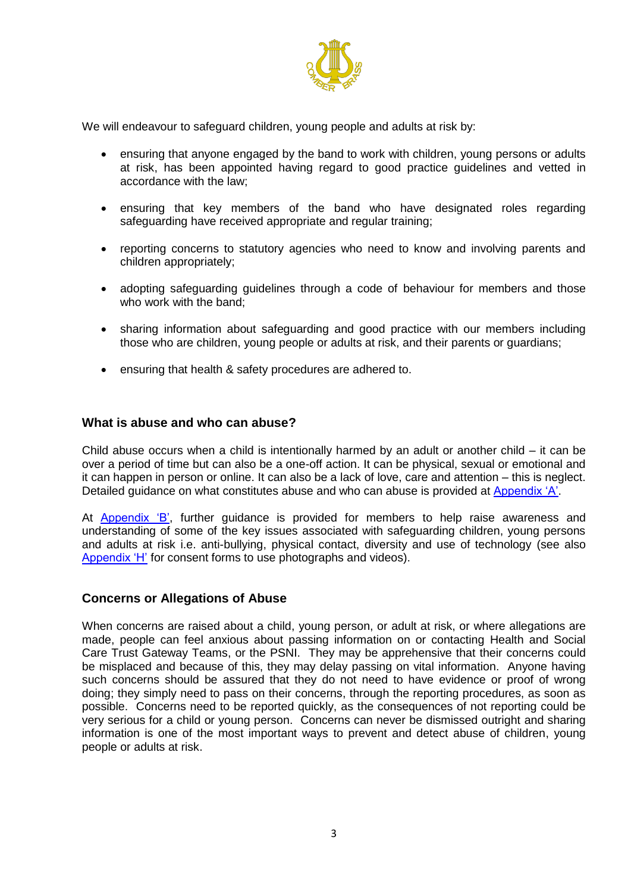We will endeavour to safeguard children, young people and adults at risk by:

- ensuring that anyone engaged by the band to work with children, young persons or adults at risk, has been appointed having regard to good practice guidelines and vetted in accordance with the law;
- ensuring that key members of the band who have designated roles regarding safeguarding have received appropriate and regular training;
- reporting concerns to statutory agencies who need to know and involving parents and children appropriately;
- adopting safeguarding guidelines through a code of behaviour for members and those who work with the band;
- sharing information about safeguarding and good practice with our members including those who are children, young people or adults at risk, and their parents or guardians;
- ensuring that health & safety procedures are adhered to.

## What is abuse and who can abuse?

Child abuse occurs when a child is intentionally harmed by an adult or another child – it can be over a period of time but can also be a one-off action. It can be physical, sexual or emotional and it can happen in person or online. It can also be a lack of love, care and attention – this is neglect. Detailed guidance on what constitutes abuse and who can abuse is provided at Appendix 'A'.

At Appendix 'B', further guidance is provided for members to help raise awareness and understanding of some of the key issues associated with safeguarding children, young persons and adults at risk i.e. anti-bullying, physical contact, diversity and use of technology (see also Appendix 'H' for consent forms to use photographs and videos).

## Concerns or Allegations of Abuse

When concerns are raised about a child, young person, or adult at risk, or where allegations are made, people can feel anxious about passing information on or contacting Health and Social Care Trust Gateway Teams, or the PSNI. They may be apprehensive that their concerns could be misplaced and because of this, they may delay passing on vital information. Anyone having such concerns should be assured that they do not need to have evidence or proof of wrong doing; they simply need to pass on their concerns, through the reporting procedures, as soon as possible. Concerns need to be reported quickly, as the consequences of not reporting could be very serious for a child or young person. Concerns can never be dismissed outright and sharing information is one of the most important ways to prevent and detect abuse of children, young people or adults at risk.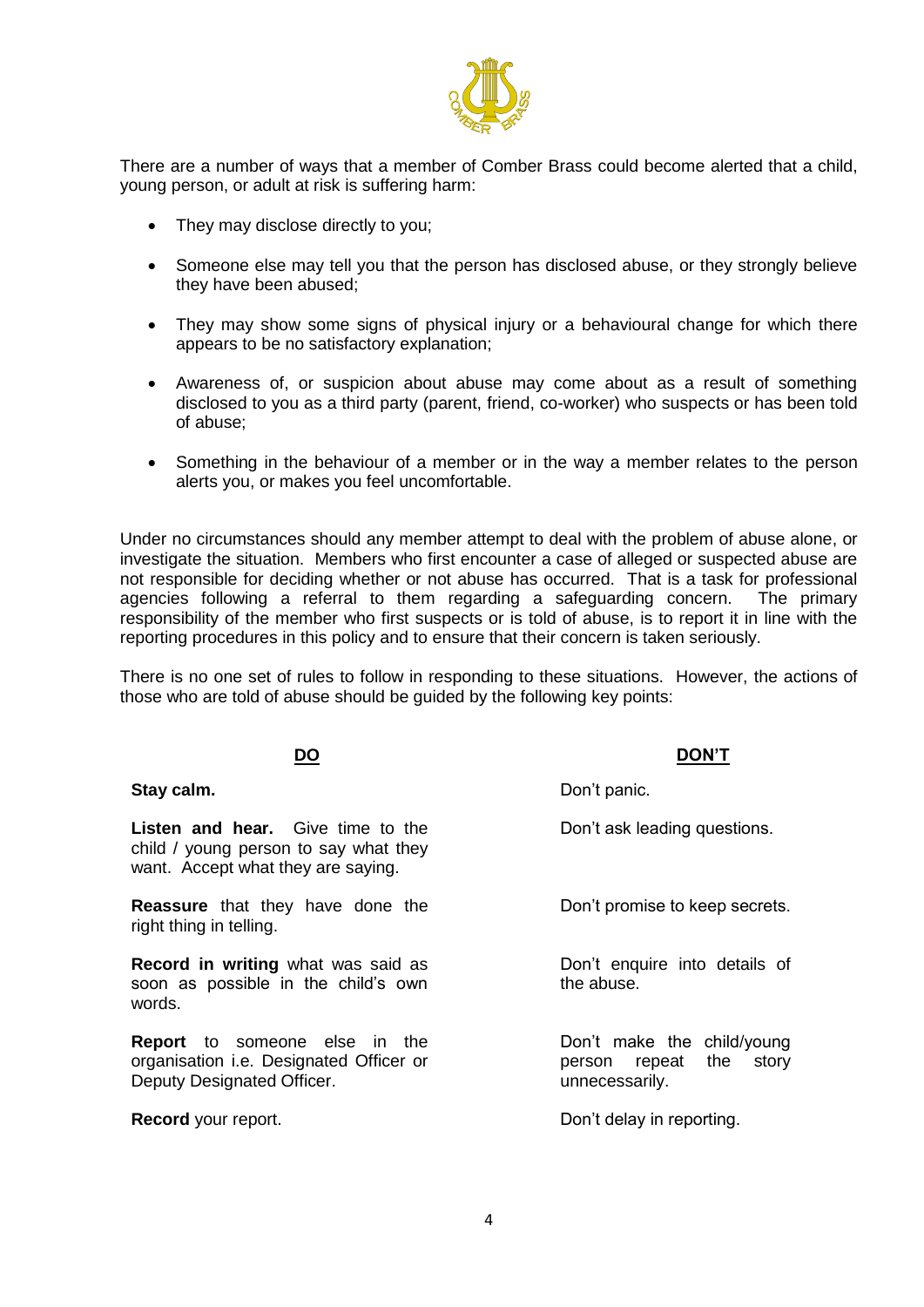There are a number of ways that a member of Comber Brass could become alerted that a child, young person, or adult at risk is suffering harm:

- They may disclose directly to you;
- Someone else may tell you that the person has disclosed abuse, or they strongly believe they have been abused;
- They may show some signs of physical injury or a behavioural change for which there appears to be no satisfactory explanation;
- Awareness of, or suspicion about abuse may come about as a result of something disclosed to you as a third party (parent, friend, co-worker) who suspects or has been told of abuse;
- Something in the behaviour of a member or in the way a member relates to the person alerts you, or makes you feel uncomfortable.

Under no circumstances should any member attempt to deal with the problem of abuse alone, or investigate the situation. Members who first encounter a case of alleged or suspected abuse are not responsible for deciding whether or not abuse has occurred. That is a task for professional agencies following a referral to them regarding a safeguarding concern. The primary responsibility of the member who first suspects or is told of abuse, is to report it in line with the reporting procedures in this policy and to ensure that their concern is taken seriously.

There is no one set of rules to follow in responding to these situations. However, the actions of those who are told of abuse should be guided by the following key points:

| DO | DON'T |
|---|---|
| **Stay calm.** | Don't panic. |
| **Listen and hear.** Give time to the child / young person to say what they want. Accept what they are saying. | Don't ask leading questions. |
| **Reassure** that they have done the right thing in telling. | Don't promise to keep secrets. |
| **Record in writing** what was said as soon as possible in the child's own words. | Don't enquire into details of the abuse. |
| **Report** to someone else in the organisation i.e. Designated Officer or Deputy Designated Officer. | Don't make the child/young person repeat the story unnecessarily. |
| **Record** your report. | Don't delay in reporting. |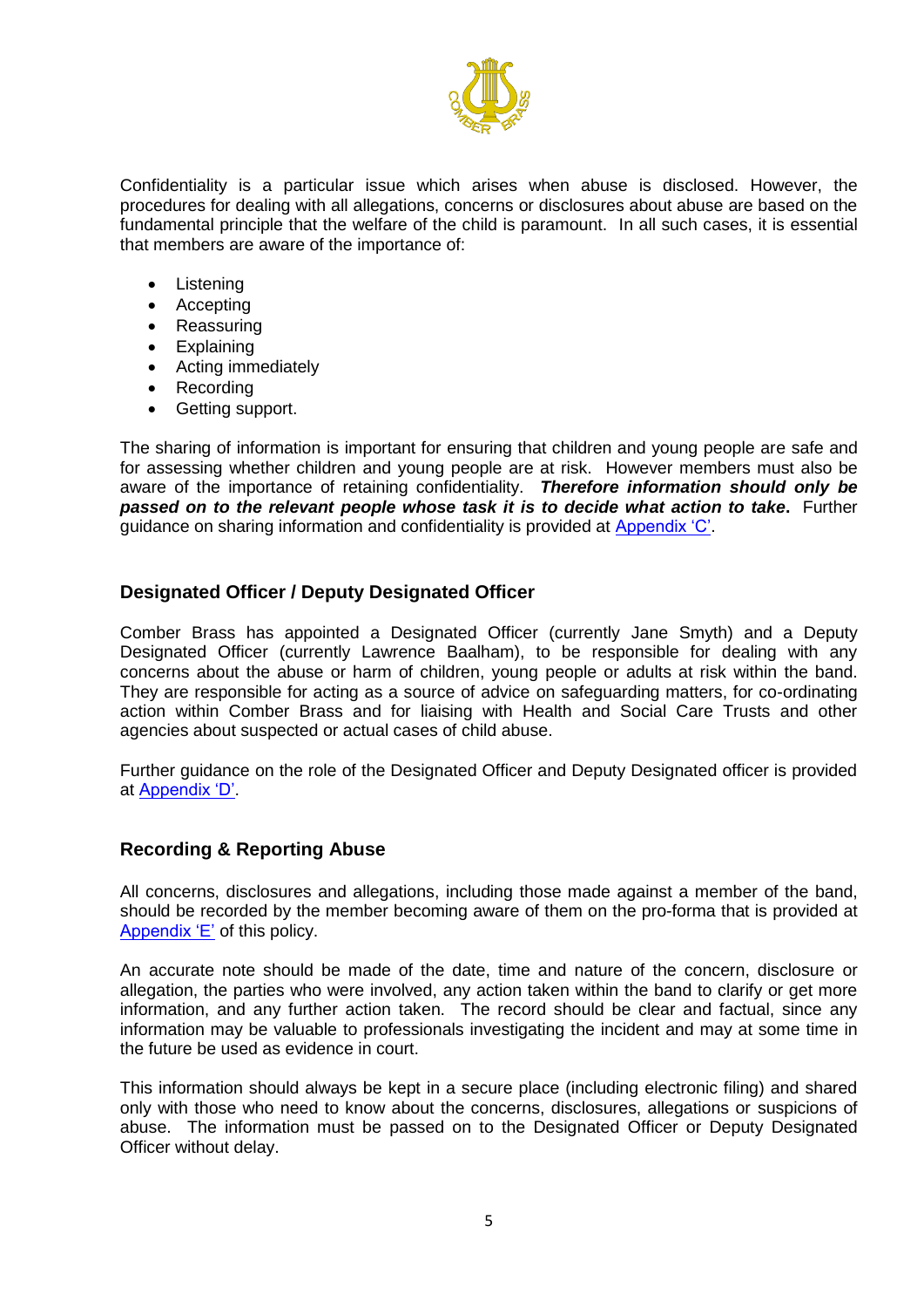Confidentiality is a particular issue which arises when abuse is disclosed. However, the procedures for dealing with all allegations, concerns or disclosures about abuse are based on the fundamental principle that the welfare of the child is paramount. In all such cases, it is essential that members are aware of the importance of:

- Listening
- Accepting
- Reassuring
- Explaining
- Acting immediately
- Recording
- Getting support.

The sharing of information is important for ensuring that children and young people are safe and for assessing whether children and young people are at risk. However members must also be aware of the importance of retaining confidentiality. ***Therefore information should only be passed on to the relevant people whose task it is to decide what action to take*****.** Further guidance on sharing information and confidentiality is provided at Appendix 'C'.

## Designated Officer / Deputy Designated Officer

Comber Brass has appointed a Designated Officer (currently Jane Smyth) and a Deputy Designated Officer (currently Lawrence Baalham), to be responsible for dealing with any concerns about the abuse or harm of children, young people or adults at risk within the band. They are responsible for acting as a source of advice on safeguarding matters, for co-ordinating action within Comber Brass and for liaising with Health and Social Care Trusts and other agencies about suspected or actual cases of child abuse.

Further guidance on the role of the Designated Officer and Deputy Designated officer is provided at Appendix 'D'.

## Recording & Reporting Abuse

All concerns, disclosures and allegations, including those made against a member of the band, should be recorded by the member becoming aware of them on the pro-forma that is provided at Appendix 'E' of this policy.

An accurate note should be made of the date, time and nature of the concern, disclosure or allegation, the parties who were involved, any action taken within the band to clarify or get more information, and any further action taken. The record should be clear and factual, since any information may be valuable to professionals investigating the incident and may at some time in the future be used as evidence in court.

This information should always be kept in a secure place (including electronic filing) and shared only with those who need to know about the concerns, disclosures, allegations or suspicions of abuse. The information must be passed on to the Designated Officer or Deputy Designated Officer without delay.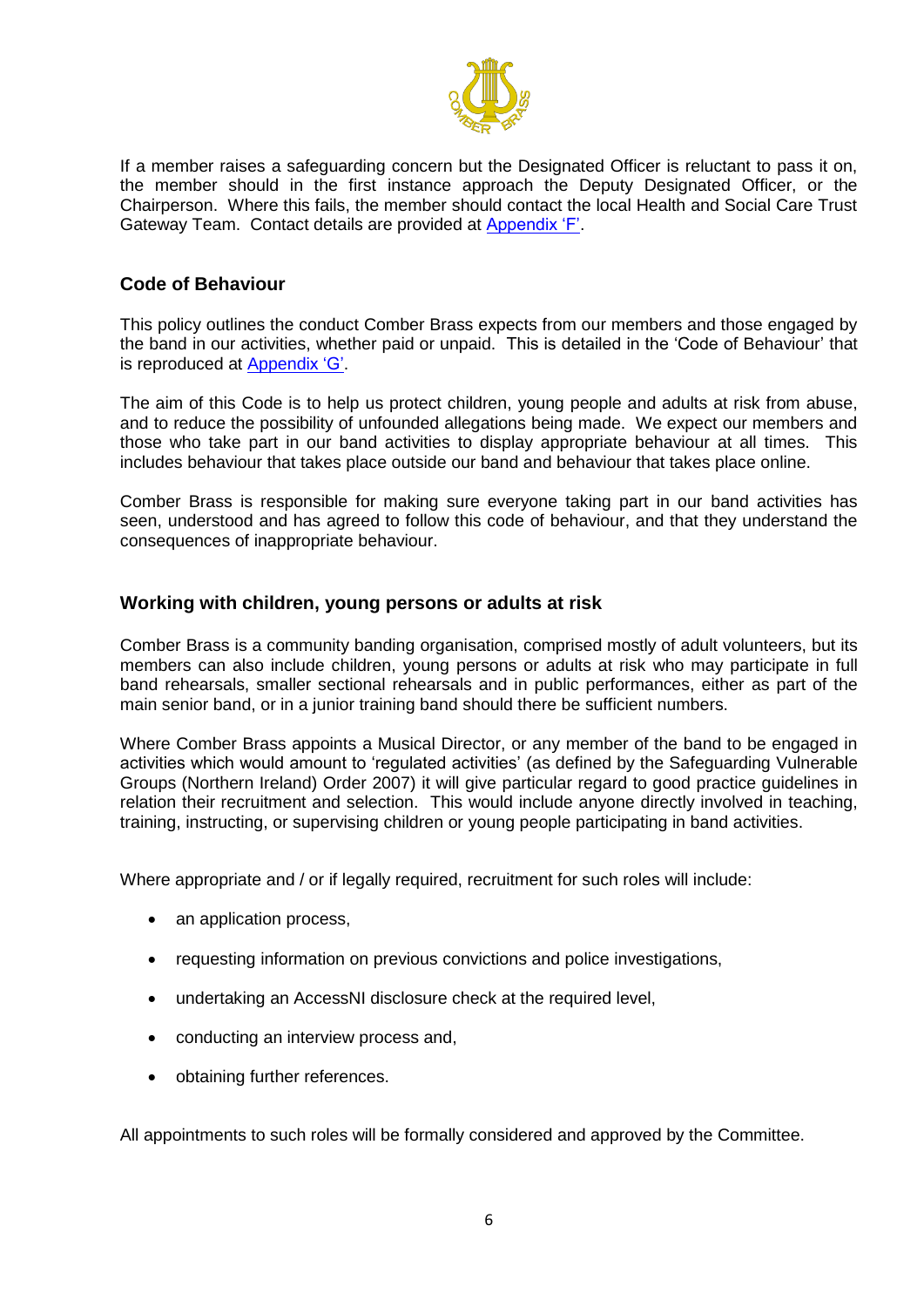If a member raises a safeguarding concern but the Designated Officer is reluctant to pass it on, the member should in the first instance approach the Deputy Designated Officer, or the Chairperson. Where this fails, the member should contact the local Health and Social Care Trust Gateway Team. Contact details are provided at Appendix 'F'.

## Code of Behaviour

This policy outlines the conduct Comber Brass expects from our members and those engaged by the band in our activities, whether paid or unpaid. This is detailed in the 'Code of Behaviour' that is reproduced at Appendix 'G'.

The aim of this Code is to help us protect children, young people and adults at risk from abuse, and to reduce the possibility of unfounded allegations being made. We expect our members and those who take part in our band activities to display appropriate behaviour at all times. This includes behaviour that takes place outside our band and behaviour that takes place online.

Comber Brass is responsible for making sure everyone taking part in our band activities has seen, understood and has agreed to follow this code of behaviour, and that they understand the consequences of inappropriate behaviour.

## Working with children, young persons or adults at risk

Comber Brass is a community banding organisation, comprised mostly of adult volunteers, but its members can also include children, young persons or adults at risk who may participate in full band rehearsals, smaller sectional rehearsals and in public performances, either as part of the main senior band, or in a junior training band should there be sufficient numbers.

Where Comber Brass appoints a Musical Director, or any member of the band to be engaged in activities which would amount to 'regulated activities' (as defined by the Safeguarding Vulnerable Groups (Northern Ireland) Order 2007) it will give particular regard to good practice guidelines in relation their recruitment and selection. This would include anyone directly involved in teaching, training, instructing, or supervising children or young people participating in band activities.

Where appropriate and / or if legally required, recruitment for such roles will include:

- an application process,
- requesting information on previous convictions and police investigations,
- undertaking an AccessNI disclosure check at the required level,
- conducting an interview process and,
- obtaining further references.

All appointments to such roles will be formally considered and approved by the Committee.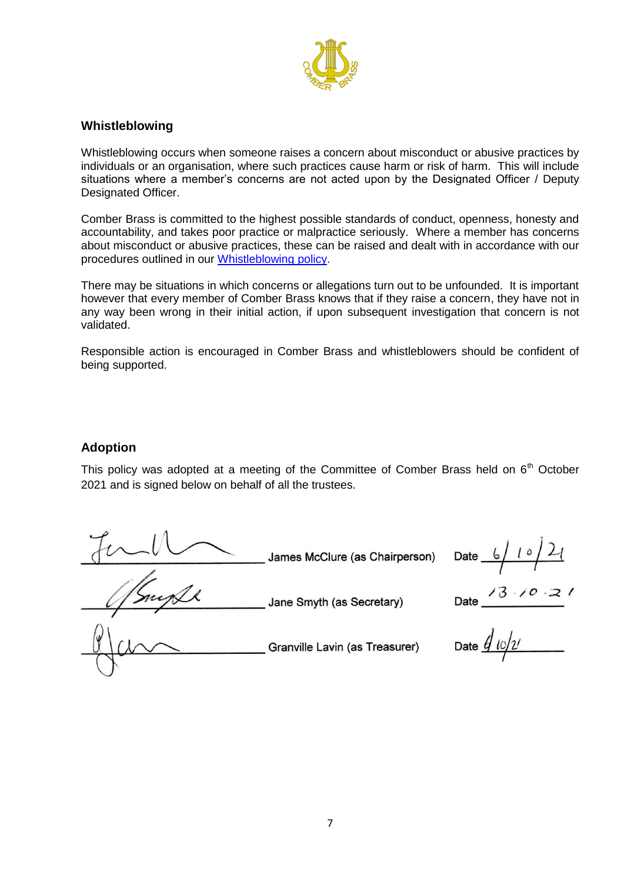## Whistleblowing

Whistleblowing occurs when someone raises a concern about misconduct or abusive practices by individuals or an organisation, where such practices cause harm or risk of harm. This will include situations where a member's concerns are not acted upon by the Designated Officer / Deputy Designated Officer.

Comber Brass is committed to the highest possible standards of conduct, openness, honesty and accountability, and takes poor practice or malpractice seriously. Where a member has concerns about misconduct or abusive practices, these can be raised and dealt with in accordance with our procedures outlined in our Whistleblowing policy.

There may be situations in which concerns or allegations turn out to be unfounded. It is important however that every member of Comber Brass knows that if they raise a concern, they have not in any way been wrong in their initial action, if upon subsequent investigation that concern is not validated.

Responsible action is encouraged in Comber Brass and whistleblowers should be confident of being supported.

## Adoption

This policy was adopted at a meeting of the Committee of Comber Brass held on 6th October 2021 and is signed below on behalf of all the trustees.

_______________ James McClure (as Chairperson) Date 6/10/21

_______________ Jane Smyth (as Secretary) Date 13.10.21

_______________ Granville Lavin (as Treasurer) Date 6/10/21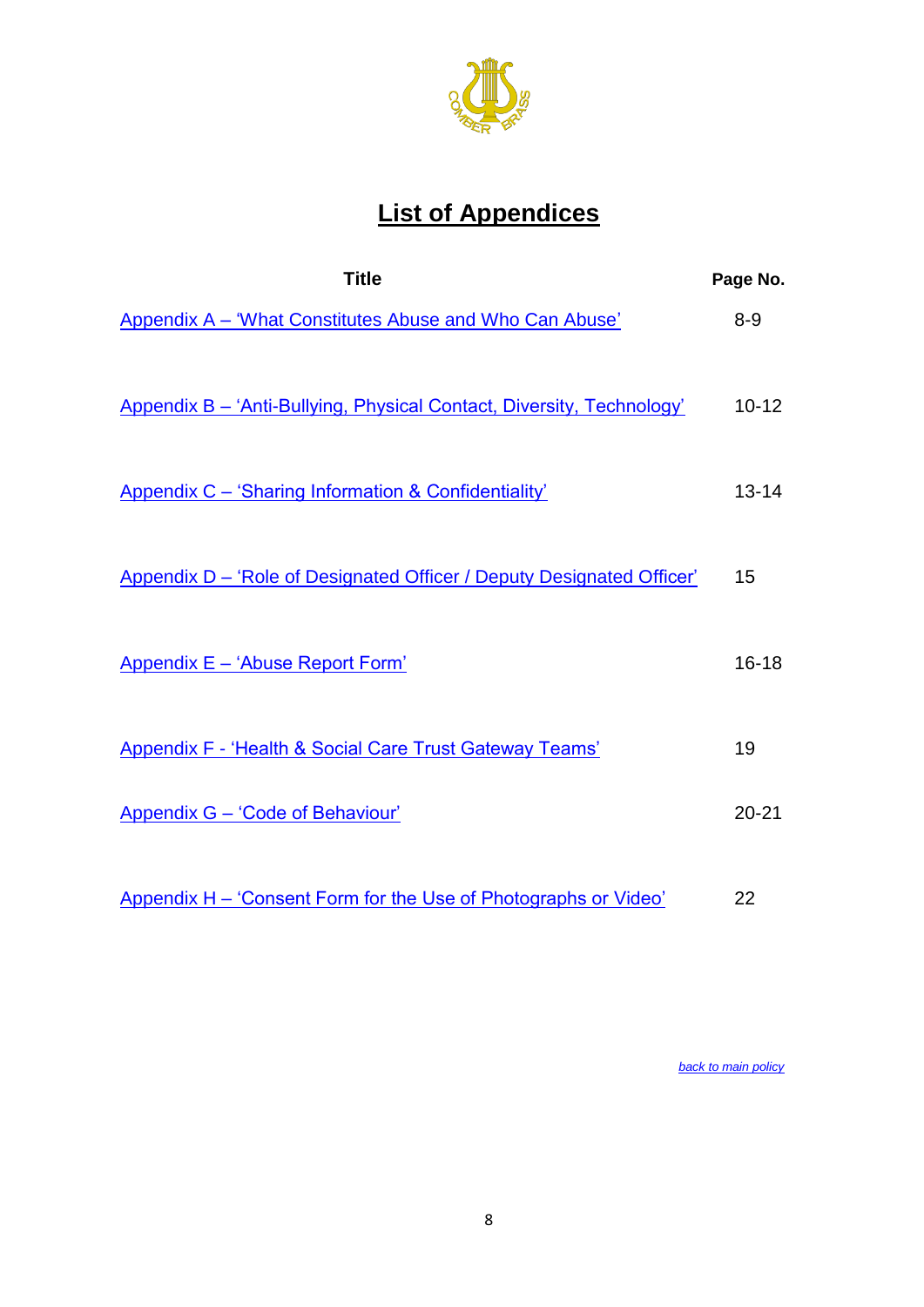# List of Appendices

| Title | Page No. |
|---|---|
| Appendix A – 'What Constitutes Abuse and Who Can Abuse' | 8-9 |
| Appendix B – 'Anti-Bullying, Physical Contact, Diversity, Technology' | 10-12 |
| Appendix C – 'Sharing Information & Confidentiality' | 13-14 |
| Appendix D – 'Role of Designated Officer / Deputy Designated Officer' | 15 |
| Appendix E – 'Abuse Report Form' | 16-18 |
| Appendix F - 'Health & Social Care Trust Gateway Teams' | 19 |
| Appendix G – 'Code of Behaviour' | 20-21 |
| Appendix H – 'Consent Form for the Use of Photographs or Video' | 22 |

*back to main policy*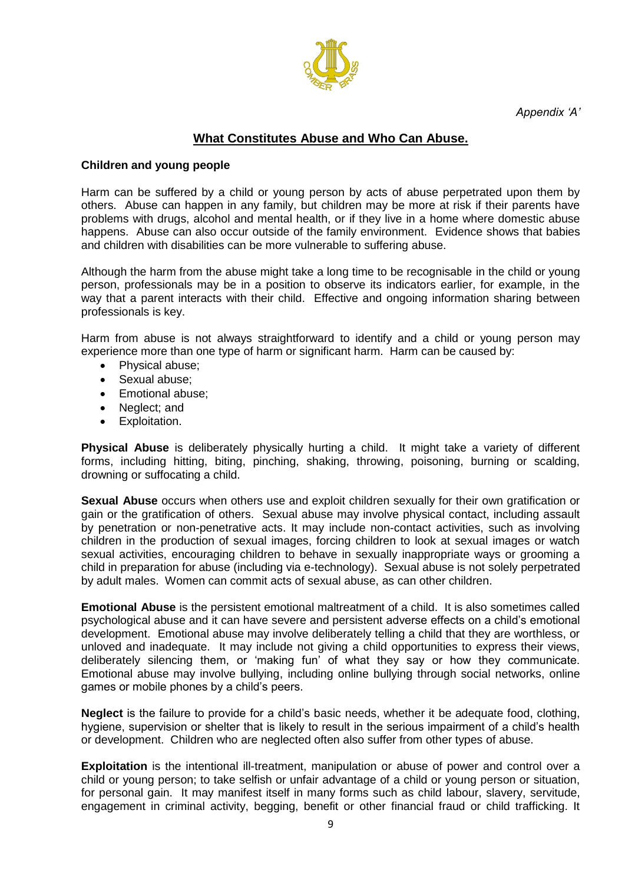*Appendix 'A'*

# What Constitutes Abuse and Who Can Abuse.

**Children and young people**

Harm can be suffered by a child or young person by acts of abuse perpetrated upon them by others. Abuse can happen in any family, but children may be more at risk if their parents have problems with drugs, alcohol and mental health, or if they live in a home where domestic abuse happens. Abuse can also occur outside of the family environment. Evidence shows that babies and children with disabilities can be more vulnerable to suffering abuse.

Although the harm from the abuse might take a long time to be recognisable in the child or young person, professionals may be in a position to observe its indicators earlier, for example, in the way that a parent interacts with their child. Effective and ongoing information sharing between professionals is key.

Harm from abuse is not always straightforward to identify and a child or young person may experience more than one type of harm or significant harm. Harm can be caused by:

- Physical abuse;
- Sexual abuse;
- Emotional abuse;
- Neglect; and
- Exploitation.

**Physical Abuse** is deliberately physically hurting a child. It might take a variety of different forms, including hitting, biting, pinching, shaking, throwing, poisoning, burning or scalding, drowning or suffocating a child.

**Sexual Abuse** occurs when others use and exploit children sexually for their own gratification or gain or the gratification of others. Sexual abuse may involve physical contact, including assault by penetration or non-penetrative acts. It may include non-contact activities, such as involving children in the production of sexual images, forcing children to look at sexual images or watch sexual activities, encouraging children to behave in sexually inappropriate ways or grooming a child in preparation for abuse (including via e-technology). Sexual abuse is not solely perpetrated by adult males. Women can commit acts of sexual abuse, as can other children.

**Emotional Abuse** is the persistent emotional maltreatment of a child. It is also sometimes called psychological abuse and it can have severe and persistent adverse effects on a child's emotional development. Emotional abuse may involve deliberately telling a child that they are worthless, or unloved and inadequate. It may include not giving a child opportunities to express their views, deliberately silencing them, or 'making fun' of what they say or how they communicate. Emotional abuse may involve bullying, including online bullying through social networks, online games or mobile phones by a child's peers.

**Neglect** is the failure to provide for a child's basic needs, whether it be adequate food, clothing, hygiene, supervision or shelter that is likely to result in the serious impairment of a child's health or development. Children who are neglected often also suffer from other types of abuse.

**Exploitation** is the intentional ill-treatment, manipulation or abuse of power and control over a child or young person; to take selfish or unfair advantage of a child or young person or situation, for personal gain. It may manifest itself in many forms such as child labour, slavery, servitude, engagement in criminal activity, begging, benefit or other financial fraud or child trafficking. It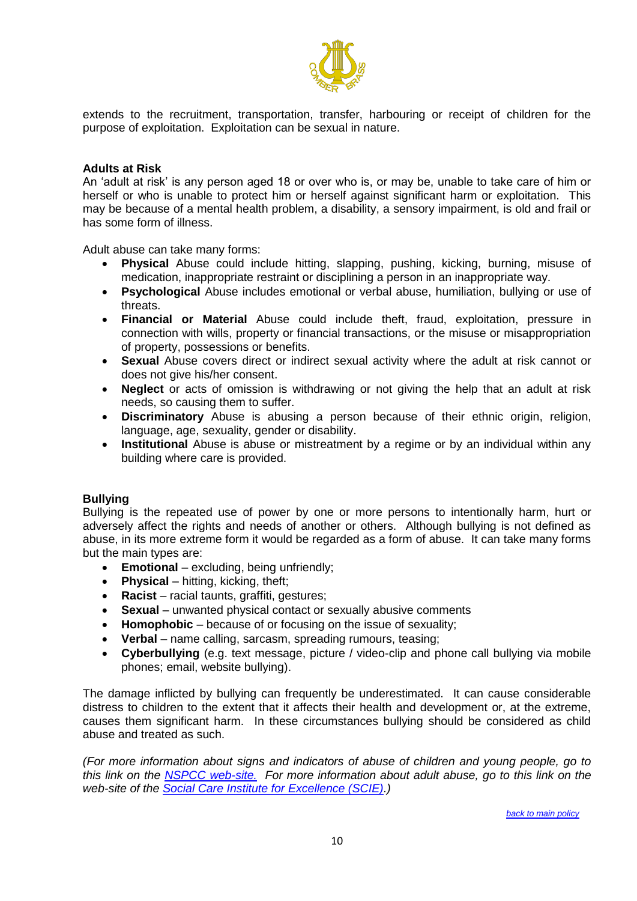extends to the recruitment, transportation, transfer, harbouring or receipt of children for the purpose of exploitation. Exploitation can be sexual in nature.

### Adults at Risk

An 'adult at risk' is any person aged 18 or over who is, or may be, unable to take care of him or herself or who is unable to protect him or herself against significant harm or exploitation. This may be because of a mental health problem, a disability, a sensory impairment, is old and frail or has some form of illness.

Adult abuse can take many forms:

- **Physical** Abuse could include hitting, slapping, pushing, kicking, burning, misuse of medication, inappropriate restraint or disciplining a person in an inappropriate way.
- **Psychological** Abuse includes emotional or verbal abuse, humiliation, bullying or use of threats.
- **Financial or Material** Abuse could include theft, fraud, exploitation, pressure in connection with wills, property or financial transactions, or the misuse or misappropriation of property, possessions or benefits.
- **Sexual** Abuse covers direct or indirect sexual activity where the adult at risk cannot or does not give his/her consent.
- **Neglect** or acts of omission is withdrawing or not giving the help that an adult at risk needs, so causing them to suffer.
- **Discriminatory** Abuse is abusing a person because of their ethnic origin, religion, language, age, sexuality, gender or disability.
- **Institutional** Abuse is abuse or mistreatment by a regime or by an individual within any building where care is provided.

### Bullying

Bullying is the repeated use of power by one or more persons to intentionally harm, hurt or adversely affect the rights and needs of another or others. Although bullying is not defined as abuse, in its more extreme form it would be regarded as a form of abuse. It can take many forms but the main types are:

- **Emotional** – excluding, being unfriendly;
- **Physical** – hitting, kicking, theft;
- **Racist** – racial taunts, graffiti, gestures;
- **Sexual** – unwanted physical contact or sexually abusive comments
- **Homophobic** – because of or focusing on the issue of sexuality;
- **Verbal** – name calling, sarcasm, spreading rumours, teasing;
- **Cyberbullying** (e.g. text message, picture / video-clip and phone call bullying via mobile phones; email, website bullying).

The damage inflicted by bullying can frequently be underestimated. It can cause considerable distress to children to the extent that it affects their health and development or, at the extreme, causes them significant harm. In these circumstances bullying should be considered as child abuse and treated as such.

*(For more information about signs and indicators of abuse of children and young people, go to this link on the [NSPCC web-site.](#) For more information about adult abuse, go to this link on the web-site of the [Social Care Institute for Excellence (SCIE)](#).)*

[back to main policy](#)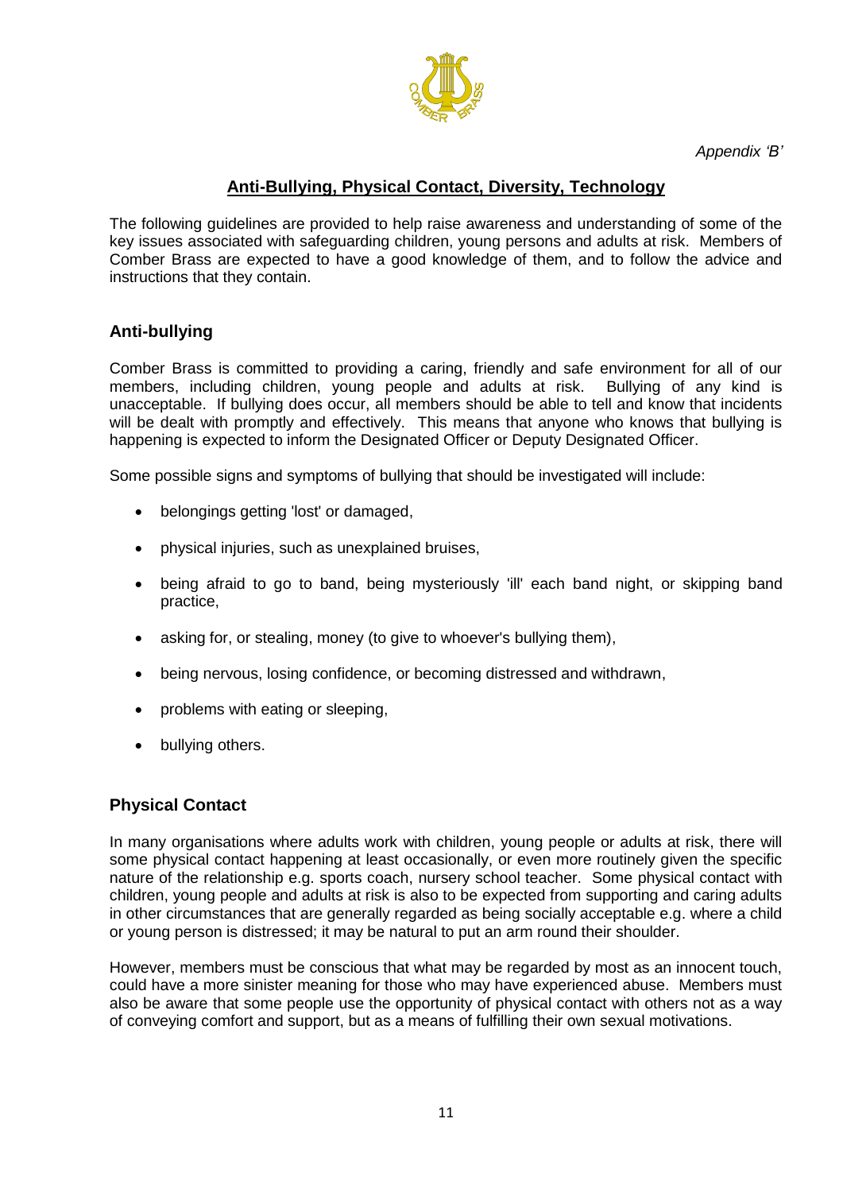*Appendix 'B'*

## Anti-Bullying, Physical Contact, Diversity, Technology

The following guidelines are provided to help raise awareness and understanding of some of the key issues associated with safeguarding children, young persons and adults at risk. Members of Comber Brass are expected to have a good knowledge of them, and to follow the advice and instructions that they contain.

### Anti-bullying

Comber Brass is committed to providing a caring, friendly and safe environment for all of our members, including children, young people and adults at risk. Bullying of any kind is unacceptable. If bullying does occur, all members should be able to tell and know that incidents will be dealt with promptly and effectively. This means that anyone who knows that bullying is happening is expected to inform the Designated Officer or Deputy Designated Officer.

Some possible signs and symptoms of bullying that should be investigated will include:

- belongings getting 'lost' or damaged,
- physical injuries, such as unexplained bruises,
- being afraid to go to band, being mysteriously 'ill' each band night, or skipping band practice,
- asking for, or stealing, money (to give to whoever's bullying them),
- being nervous, losing confidence, or becoming distressed and withdrawn,
- problems with eating or sleeping,
- bullying others.

### Physical Contact

In many organisations where adults work with children, young people or adults at risk, there will some physical contact happening at least occasionally, or even more routinely given the specific nature of the relationship e.g. sports coach, nursery school teacher. Some physical contact with children, young people and adults at risk is also to be expected from supporting and caring adults in other circumstances that are generally regarded as being socially acceptable e.g. where a child or young person is distressed; it may be natural to put an arm round their shoulder.

However, members must be conscious that what may be regarded by most as an innocent touch, could have a more sinister meaning for those who may have experienced abuse. Members must also be aware that some people use the opportunity of physical contact with others not as a way of conveying comfort and support, but as a means of fulfilling their own sexual motivations.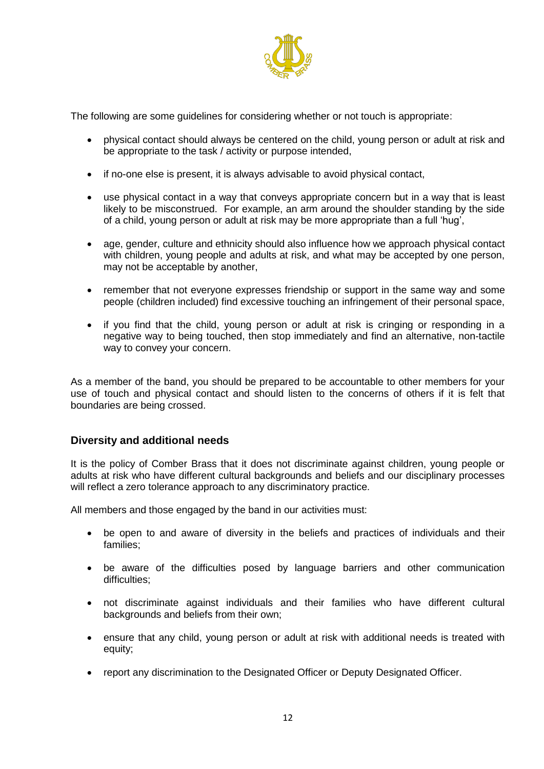The following are some guidelines for considering whether or not touch is appropriate:

- physical contact should always be centered on the child, young person or adult at risk and be appropriate to the task / activity or purpose intended,
- if no-one else is present, it is always advisable to avoid physical contact,
- use physical contact in a way that conveys appropriate concern but in a way that is least likely to be misconstrued. For example, an arm around the shoulder standing by the side of a child, young person or adult at risk may be more appropriate than a full 'hug',
- age, gender, culture and ethnicity should also influence how we approach physical contact with children, young people and adults at risk, and what may be accepted by one person, may not be acceptable by another,
- remember that not everyone expresses friendship or support in the same way and some people (children included) find excessive touching an infringement of their personal space,
- if you find that the child, young person or adult at risk is cringing or responding in a negative way to being touched, then stop immediately and find an alternative, non-tactile way to convey your concern.

As a member of the band, you should be prepared to be accountable to other members for your use of touch and physical contact and should listen to the concerns of others if it is felt that boundaries are being crossed.

## Diversity and additional needs

It is the policy of Comber Brass that it does not discriminate against children, young people or adults at risk who have different cultural backgrounds and beliefs and our disciplinary processes will reflect a zero tolerance approach to any discriminatory practice.

All members and those engaged by the band in our activities must:

- be open to and aware of diversity in the beliefs and practices of individuals and their families;
- be aware of the difficulties posed by language barriers and other communication difficulties;
- not discriminate against individuals and their families who have different cultural backgrounds and beliefs from their own;
- ensure that any child, young person or adult at risk with additional needs is treated with equity;
- report any discrimination to the Designated Officer or Deputy Designated Officer.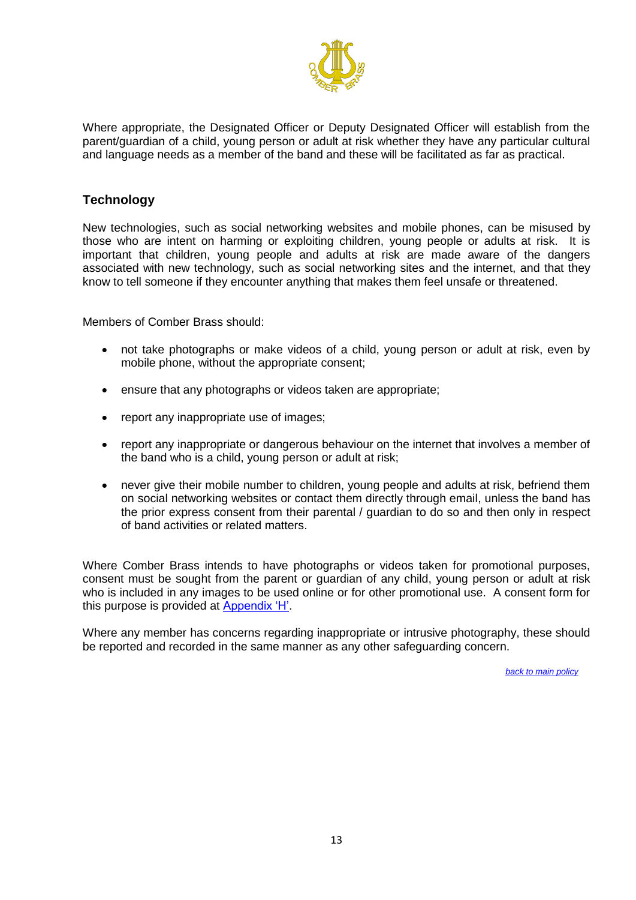Where appropriate, the Designated Officer or Deputy Designated Officer will establish from the parent/guardian of a child, young person or adult at risk whether they have any particular cultural and language needs as a member of the band and these will be facilitated as far as practical.

## Technology

New technologies, such as social networking websites and mobile phones, can be misused by those who are intent on harming or exploiting children, young people or adults at risk. It is important that children, young people and adults at risk are made aware of the dangers associated with new technology, such as social networking sites and the internet, and that they know to tell someone if they encounter anything that makes them feel unsafe or threatened.

Members of Comber Brass should:

- not take photographs or make videos of a child, young person or adult at risk, even by mobile phone, without the appropriate consent;
- ensure that any photographs or videos taken are appropriate;
- report any inappropriate use of images;
- report any inappropriate or dangerous behaviour on the internet that involves a member of the band who is a child, young person or adult at risk;
- never give their mobile number to children, young people and adults at risk, befriend them on social networking websites or contact them directly through email, unless the band has the prior express consent from their parental / guardian to do so and then only in respect of band activities or related matters.

Where Comber Brass intends to have photographs or videos taken for promotional purposes, consent must be sought from the parent or guardian of any child, young person or adult at risk who is included in any images to be used online or for other promotional use. A consent form for this purpose is provided at Appendix 'H'.

Where any member has concerns regarding inappropriate or intrusive photography, these should be reported and recorded in the same manner as any other safeguarding concern.

*back to main policy*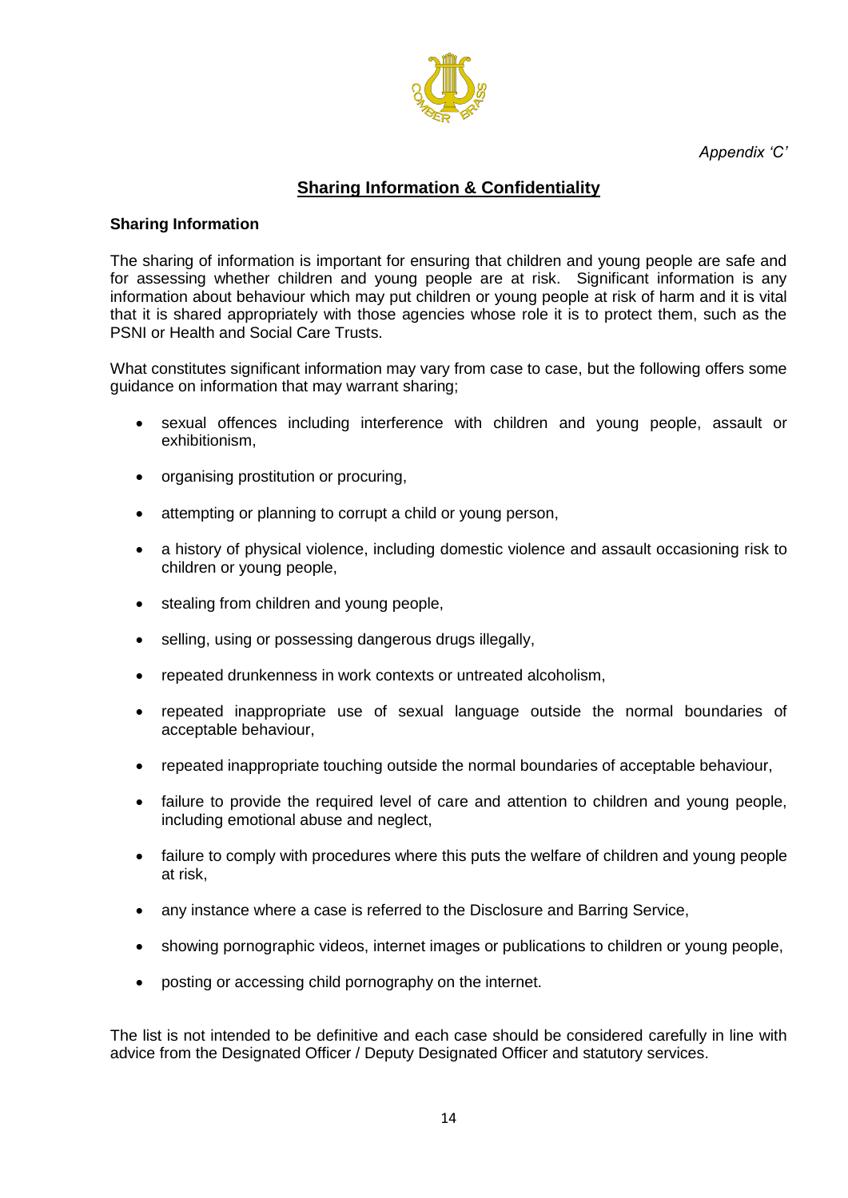*Appendix 'C'*

# Sharing Information & Confidentiality

**Sharing Information**

The sharing of information is important for ensuring that children and young people are safe and for assessing whether children and young people are at risk. Significant information is any information about behaviour which may put children or young people at risk of harm and it is vital that it is shared appropriately with those agencies whose role it is to protect them, such as the PSNI or Health and Social Care Trusts.

What constitutes significant information may vary from case to case, but the following offers some guidance on information that may warrant sharing;

- sexual offences including interference with children and young people, assault or exhibitionism,
- organising prostitution or procuring,
- attempting or planning to corrupt a child or young person,
- a history of physical violence, including domestic violence and assault occasioning risk to children or young people,
- stealing from children and young people,
- selling, using or possessing dangerous drugs illegally,
- repeated drunkenness in work contexts or untreated alcoholism,
- repeated inappropriate use of sexual language outside the normal boundaries of acceptable behaviour,
- repeated inappropriate touching outside the normal boundaries of acceptable behaviour,
- failure to provide the required level of care and attention to children and young people, including emotional abuse and neglect,
- failure to comply with procedures where this puts the welfare of children and young people at risk,
- any instance where a case is referred to the Disclosure and Barring Service,
- showing pornographic videos, internet images or publications to children or young people,
- posting or accessing child pornography on the internet.

The list is not intended to be definitive and each case should be considered carefully in line with advice from the Designated Officer / Deputy Designated Officer and statutory services.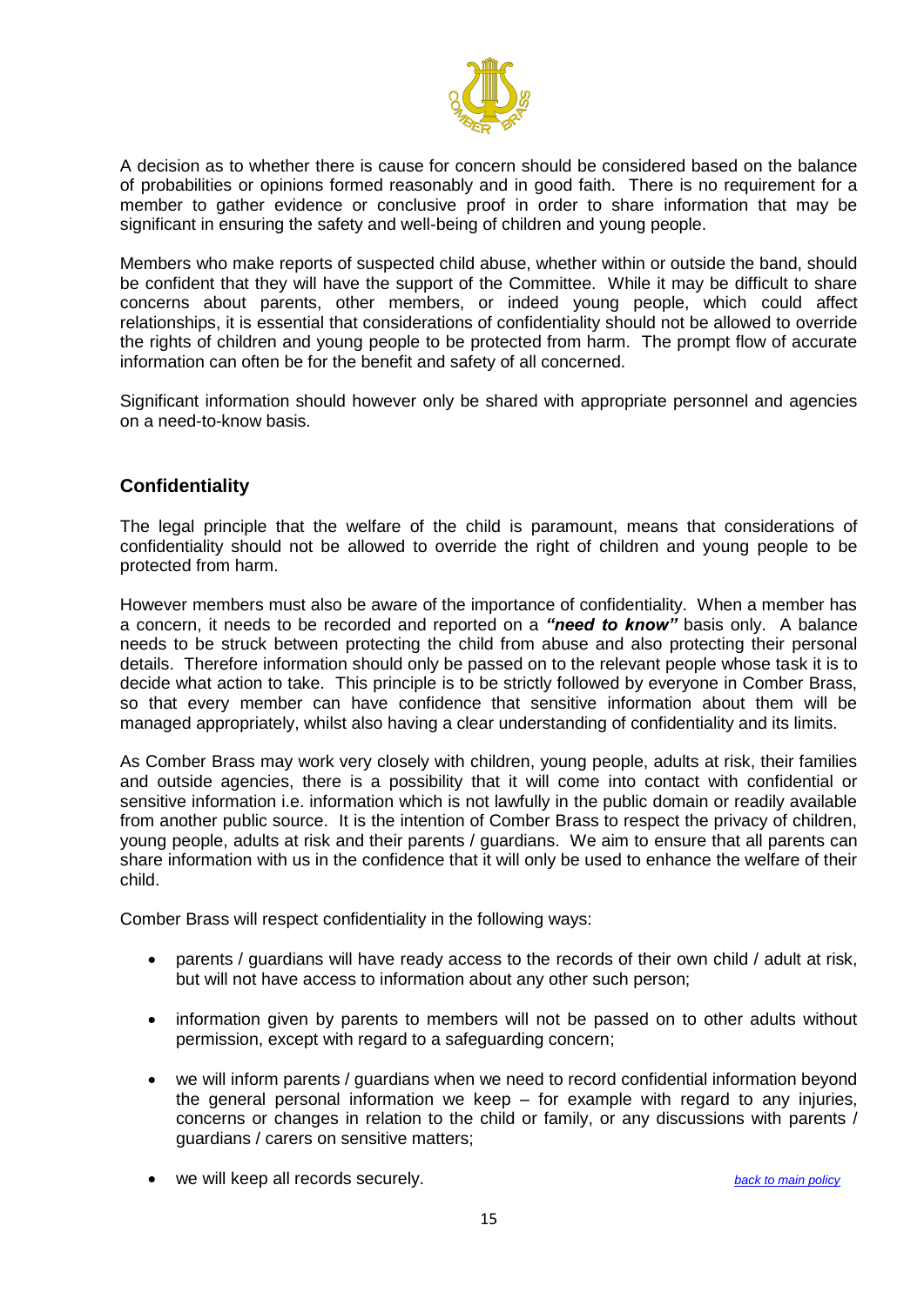A decision as to whether there is cause for concern should be considered based on the balance of probabilities or opinions formed reasonably and in good faith. There is no requirement for a member to gather evidence or conclusive proof in order to share information that may be significant in ensuring the safety and well-being of children and young people.

Members who make reports of suspected child abuse, whether within or outside the band, should be confident that they will have the support of the Committee. While it may be difficult to share concerns about parents, other members, or indeed young people, which could affect relationships, it is essential that considerations of confidentiality should not be allowed to override the rights of children and young people to be protected from harm. The prompt flow of accurate information can often be for the benefit and safety of all concerned.

Significant information should however only be shared with appropriate personnel and agencies on a need-to-know basis.

## Confidentiality

The legal principle that the welfare of the child is paramount, means that considerations of confidentiality should not be allowed to override the right of children and young people to be protected from harm.

However members must also be aware of the importance of confidentiality. When a member has a concern, it needs to be recorded and reported on a ***"need to know"*** basis only. A balance needs to be struck between protecting the child from abuse and also protecting their personal details. Therefore information should only be passed on to the relevant people whose task it is to decide what action to take. This principle is to be strictly followed by everyone in Comber Brass, so that every member can have confidence that sensitive information about them will be managed appropriately, whilst also having a clear understanding of confidentiality and its limits.

As Comber Brass may work very closely with children, young people, adults at risk, their families and outside agencies, there is a possibility that it will come into contact with confidential or sensitive information i.e. information which is not lawfully in the public domain or readily available from another public source. It is the intention of Comber Brass to respect the privacy of children, young people, adults at risk and their parents / guardians. We aim to ensure that all parents can share information with us in the confidence that it will only be used to enhance the welfare of their child.

Comber Brass will respect confidentiality in the following ways:

- parents / guardians will have ready access to the records of their own child / adult at risk, but will not have access to information about any other such person;
- information given by parents to members will not be passed on to other adults without permission, except with regard to a safeguarding concern;
- we will inform parents / guardians when we need to record confidential information beyond the general personal information we keep – for example with regard to any injuries, concerns or changes in relation to the child or family, or any discussions with parents / guardians / carers on sensitive matters;
- we will keep all records securely.

*back to main policy*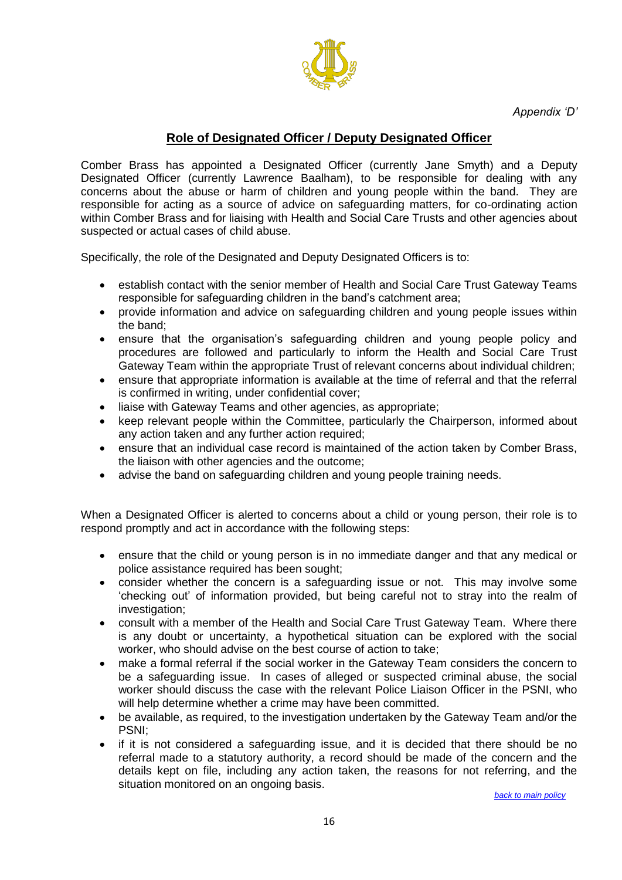*Appendix 'D'*

## Role of Designated Officer / Deputy Designated Officer

Comber Brass has appointed a Designated Officer (currently Jane Smyth) and a Deputy Designated Officer (currently Lawrence Baalham), to be responsible for dealing with any concerns about the abuse or harm of children and young people within the band. They are responsible for acting as a source of advice on safeguarding matters, for co-ordinating action within Comber Brass and for liaising with Health and Social Care Trusts and other agencies about suspected or actual cases of child abuse.

Specifically, the role of the Designated and Deputy Designated Officers is to:

- establish contact with the senior member of Health and Social Care Trust Gateway Teams responsible for safeguarding children in the band's catchment area;
- provide information and advice on safeguarding children and young people issues within the band;
- ensure that the organisation's safeguarding children and young people policy and procedures are followed and particularly to inform the Health and Social Care Trust Gateway Team within the appropriate Trust of relevant concerns about individual children;
- ensure that appropriate information is available at the time of referral and that the referral is confirmed in writing, under confidential cover;
- liaise with Gateway Teams and other agencies, as appropriate;
- keep relevant people within the Committee, particularly the Chairperson, informed about any action taken and any further action required;
- ensure that an individual case record is maintained of the action taken by Comber Brass, the liaison with other agencies and the outcome;
- advise the band on safeguarding children and young people training needs.

When a Designated Officer is alerted to concerns about a child or young person, their role is to respond promptly and act in accordance with the following steps:

- ensure that the child or young person is in no immediate danger and that any medical or police assistance required has been sought;
- consider whether the concern is a safeguarding issue or not. This may involve some 'checking out' of information provided, but being careful not to stray into the realm of investigation;
- consult with a member of the Health and Social Care Trust Gateway Team. Where there is any doubt or uncertainty, a hypothetical situation can be explored with the social worker, who should advise on the best course of action to take;
- make a formal referral if the social worker in the Gateway Team considers the concern to be a safeguarding issue. In cases of alleged or suspected criminal abuse, the social worker should discuss the case with the relevant Police Liaison Officer in the PSNI, who will help determine whether a crime may have been committed.
- be available, as required, to the investigation undertaken by the Gateway Team and/or the PSNI;
- if it is not considered a safeguarding issue, and it is decided that there should be no referral made to a statutory authority, a record should be made of the concern and the details kept on file, including any action taken, the reasons for not referring, and the situation monitored on an ongoing basis.

*back to main policy*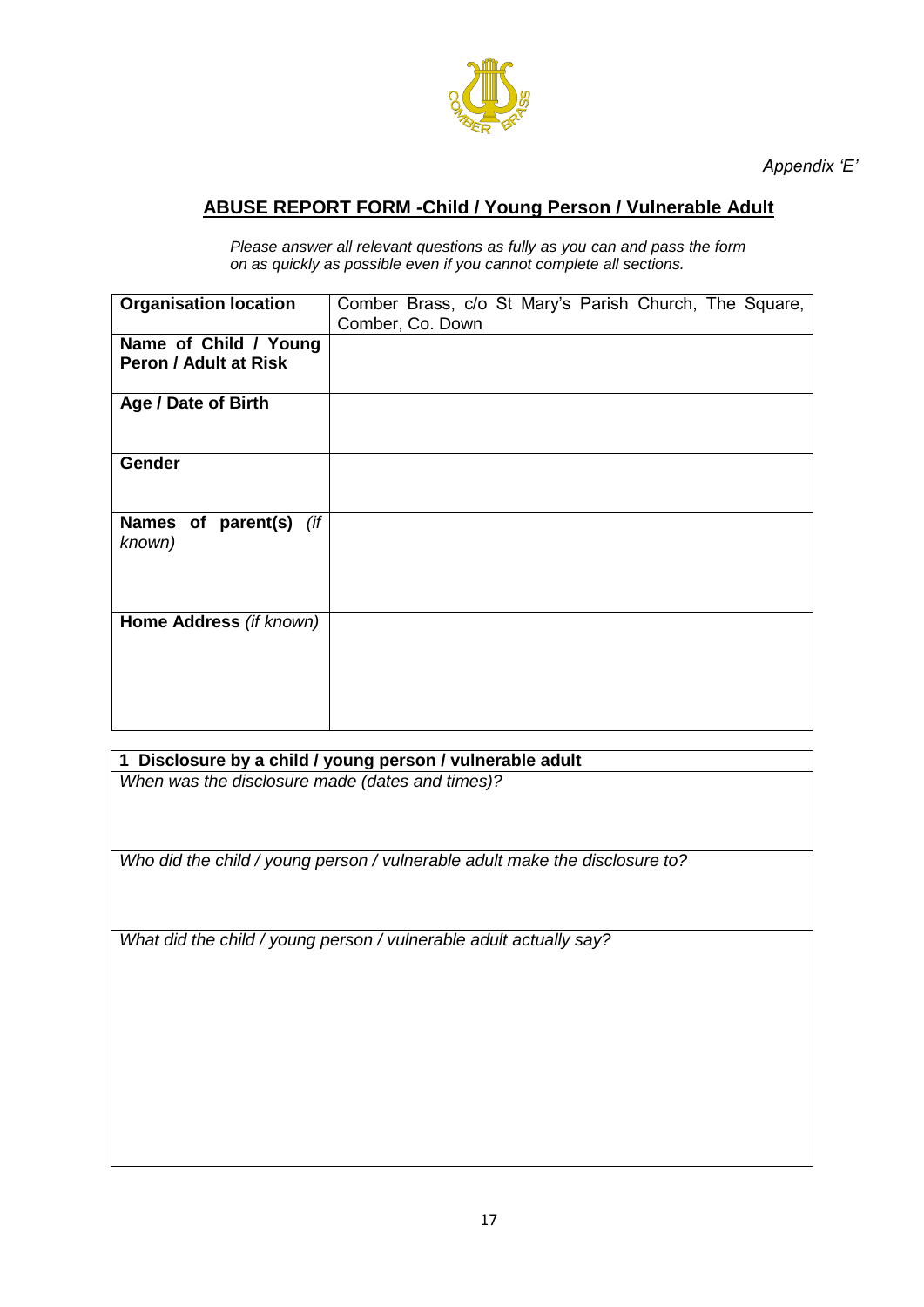*Appendix 'E'*

## ABUSE REPORT FORM -Child / Young Person / Vulnerable Adult

*Please answer all relevant questions as fully as you can and pass the form on as quickly as possible even if you cannot complete all sections.*

| **Organisation location** | Comber Brass, c/o St Mary's Parish Church, The Square, Comber, Co. Down |
|---|---|
| **Name of Child / Young Peron / Adult at Risk** | |
| **Age / Date of Birth** | |
| **Gender** | |
| **Names of parent(s)** *(if known)* | |
| **Home Address** *(if known)* | |

| **1 Disclosure by a child / young person / vulnerable adult** |
|---|
| *When was the disclosure made (dates and times)?* |
| *Who did the child / young person / vulnerable adult make the disclosure to?* |
| *What did the child / young person / vulnerable adult actually say?* |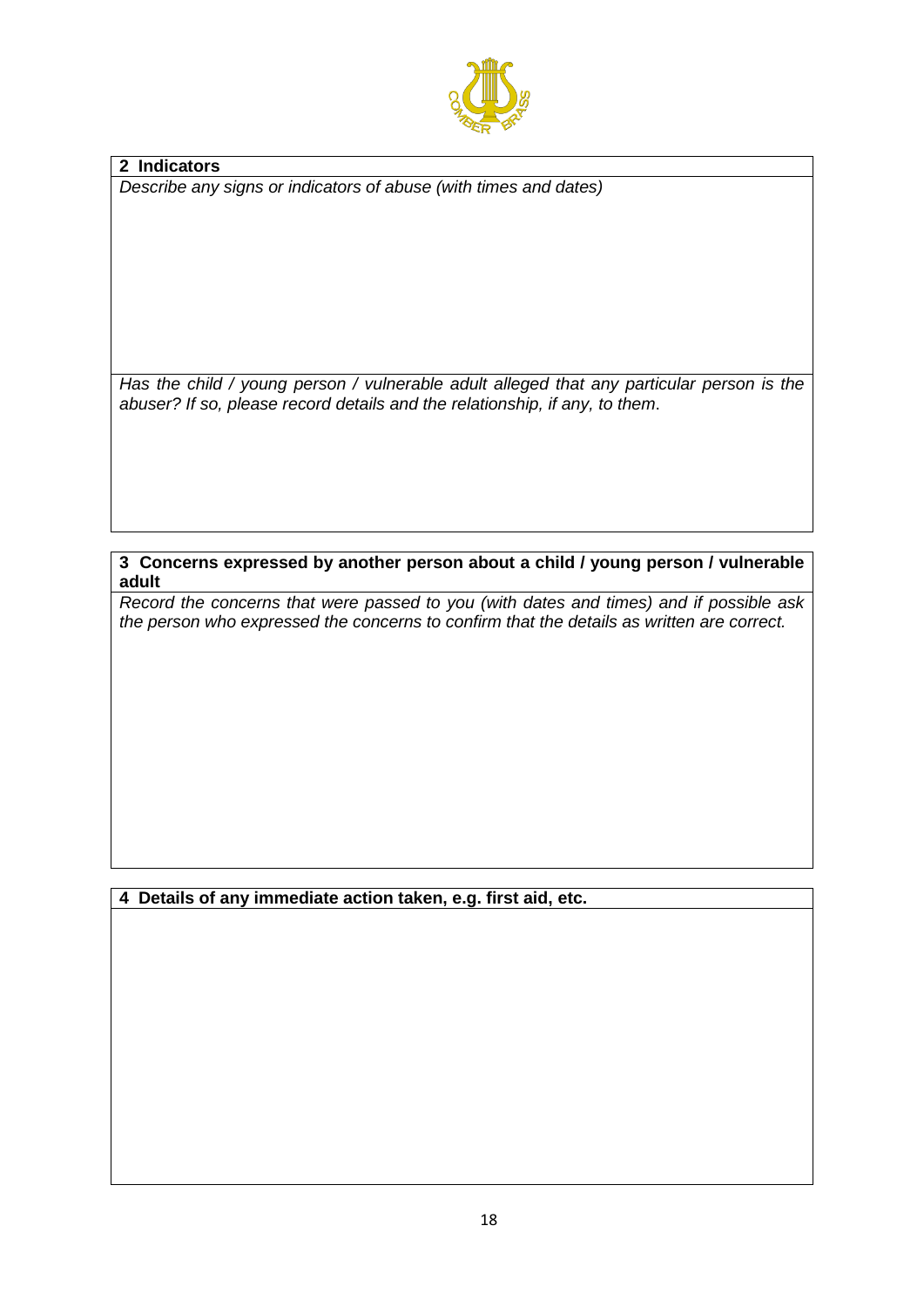## 2 Indicators

*Describe any signs or indicators of abuse (with times and dates)*

*Has the child / young person / vulnerable adult alleged that any particular person is the abuser? If so, please record details and the relationship, if any, to them.*

## 3 Concerns expressed by another person about a child / young person / vulnerable adult

*Record the concerns that were passed to you (with dates and times) and if possible ask the person who expressed the concerns to confirm that the details as written are correct.*

## 4 Details of any immediate action taken, e.g. first aid, etc.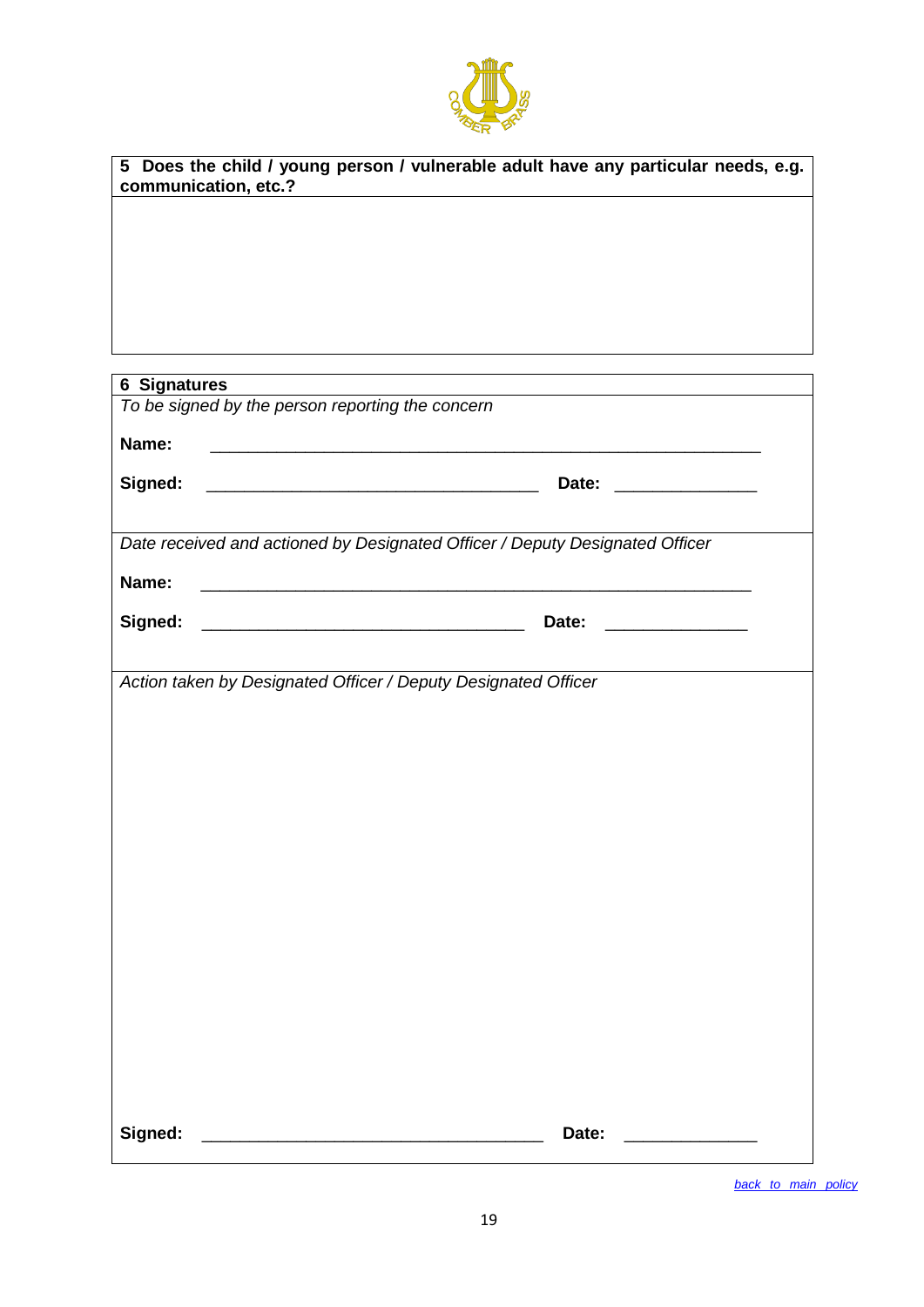**5 Does the child / young person / vulnerable adult have any particular needs, e.g. communication, etc.?**

**6 Signatures**

*To be signed by the person reporting the concern*

**Name:** ____________________________________________________________

**Signed:** ____________________________________ **Date:** _______________

*Date received and actioned by Designated Officer / Deputy Designated Officer*

**Name:** ____________________________________________________________

**Signed:** ___________________________________ **Date:** _______________

*Action taken by Designated Officer / Deputy Designated Officer*

**Signed:** _____________________________________ **Date:** ______________

back to main policy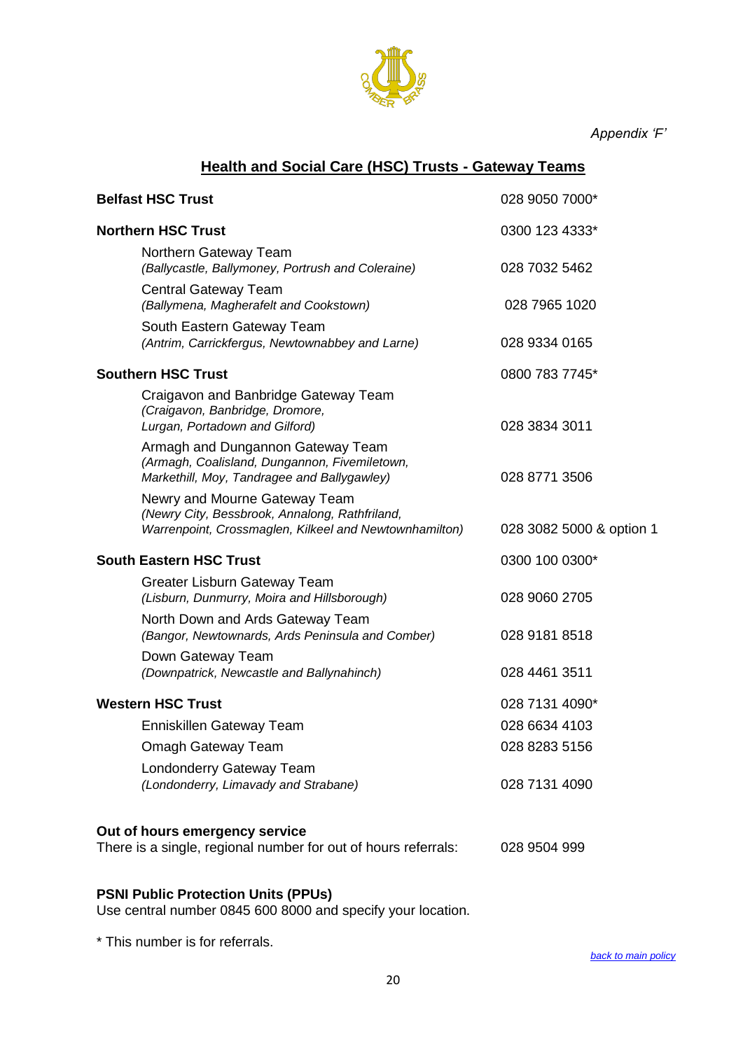*Appendix 'F'*

## Health and Social Care (HSC) Trusts - Gateway Teams

| | |
|---|---|
| **Belfast HSC Trust** | 028 9050 7000* |
| **Northern HSC Trust** | 0300 123 4333* |
| Northern Gateway Team<br>*(Ballycastle, Ballymoney, Portrush and Coleraine)* | 028 7032 5462 |
| Central Gateway Team<br>*(Ballymena, Magherafelt and Cookstown)* | 028 7965 1020 |
| South Eastern Gateway Team<br>*(Antrim, Carrickfergus, Newtownabbey and Larne)* | 028 9334 0165 |
| **Southern HSC Trust** | 0800 783 7745* |
| Craigavon and Banbridge Gateway Team<br>*(Craigavon, Banbridge, Dromore, Lurgan, Portadown and Gilford)* | 028 3834 3011 |
| Armagh and Dungannon Gateway Team<br>*(Armagh, Coalisland, Dungannon, Fivemiletown, Markethill, Moy, Tandragee and Ballygawley)* | 028 8771 3506 |
| Newry and Mourne Gateway Team<br>*(Newry City, Bessbrook, Annalong, Rathfriland, Warrenpoint, Crossmaglen, Kilkeel and Newtownhamilton)* | 028 3082 5000 & option 1 |
| **South Eastern HSC Trust** | 0300 100 0300* |
| Greater Lisburn Gateway Team<br>*(Lisburn, Dunmurry, Moira and Hillsborough)* | 028 9060 2705 |
| North Down and Ards Gateway Team<br>*(Bangor, Newtownards, Ards Peninsula and Comber)* | 028 9181 8518 |
| Down Gateway Team<br>*(Downpatrick, Newcastle and Ballynahinch)* | 028 4461 3511 |
| **Western HSC Trust** | 028 7131 4090* |
| Enniskillen Gateway Team | 028 6634 4103 |
| Omagh Gateway Team | 028 8283 5156 |
| Londonderry Gateway Team<br>*(Londonderry, Limavady and Strabane)* | 028 7131 4090 |

**Out of hours emergency service**
There is a single, regional number for out of hours referrals: 028 9504 999

**PSNI Public Protection Units (PPUs)**
Use central number 0845 600 8000 and specify your location.

* This number is for referrals.

*back to main policy*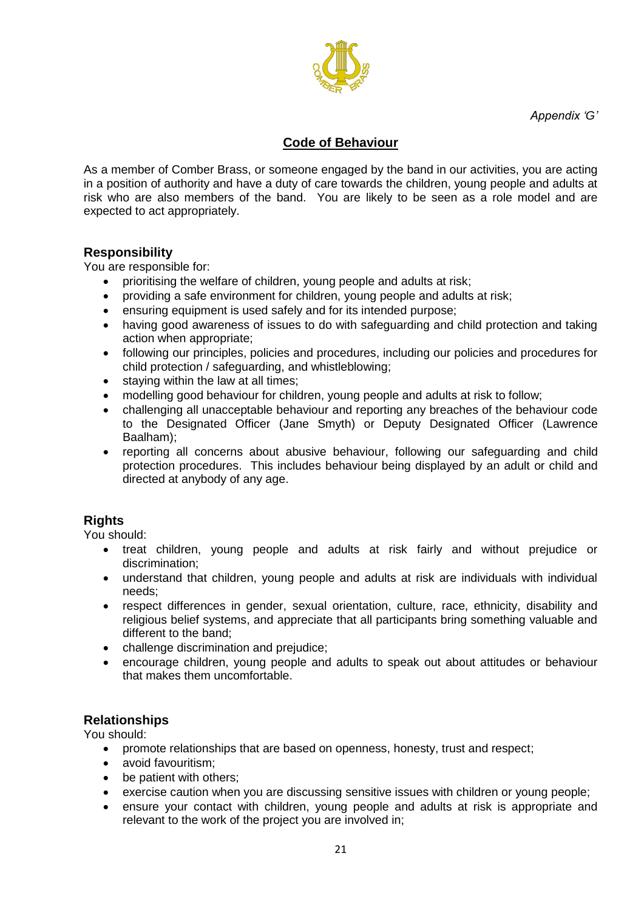*Appendix 'G'*

## Code of Behaviour

As a member of Comber Brass, or someone engaged by the band in our activities, you are acting in a position of authority and have a duty of care towards the children, young people and adults at risk who are also members of the band. You are likely to be seen as a role model and are expected to act appropriately.

### Responsibility

You are responsible for:

- prioritising the welfare of children, young people and adults at risk;
- providing a safe environment for children, young people and adults at risk;
- ensuring equipment is used safely and for its intended purpose;
- having good awareness of issues to do with safeguarding and child protection and taking action when appropriate;
- following our principles, policies and procedures, including our policies and procedures for child protection / safeguarding, and whistleblowing;
- staying within the law at all times;
- modelling good behaviour for children, young people and adults at risk to follow;
- challenging all unacceptable behaviour and reporting any breaches of the behaviour code to the Designated Officer (Jane Smyth) or Deputy Designated Officer (Lawrence Baalham);
- reporting all concerns about abusive behaviour, following our safeguarding and child protection procedures. This includes behaviour being displayed by an adult or child and directed at anybody of any age.

### Rights

You should:

- treat children, young people and adults at risk fairly and without prejudice or discrimination;
- understand that children, young people and adults at risk are individuals with individual needs;
- respect differences in gender, sexual orientation, culture, race, ethnicity, disability and religious belief systems, and appreciate that all participants bring something valuable and different to the band;
- challenge discrimination and prejudice;
- encourage children, young people and adults to speak out about attitudes or behaviour that makes them uncomfortable.

### Relationships

You should:

- promote relationships that are based on openness, honesty, trust and respect;
- avoid favouritism;
- be patient with others;
- exercise caution when you are discussing sensitive issues with children or young people;
- ensure your contact with children, young people and adults at risk is appropriate and relevant to the work of the project you are involved in;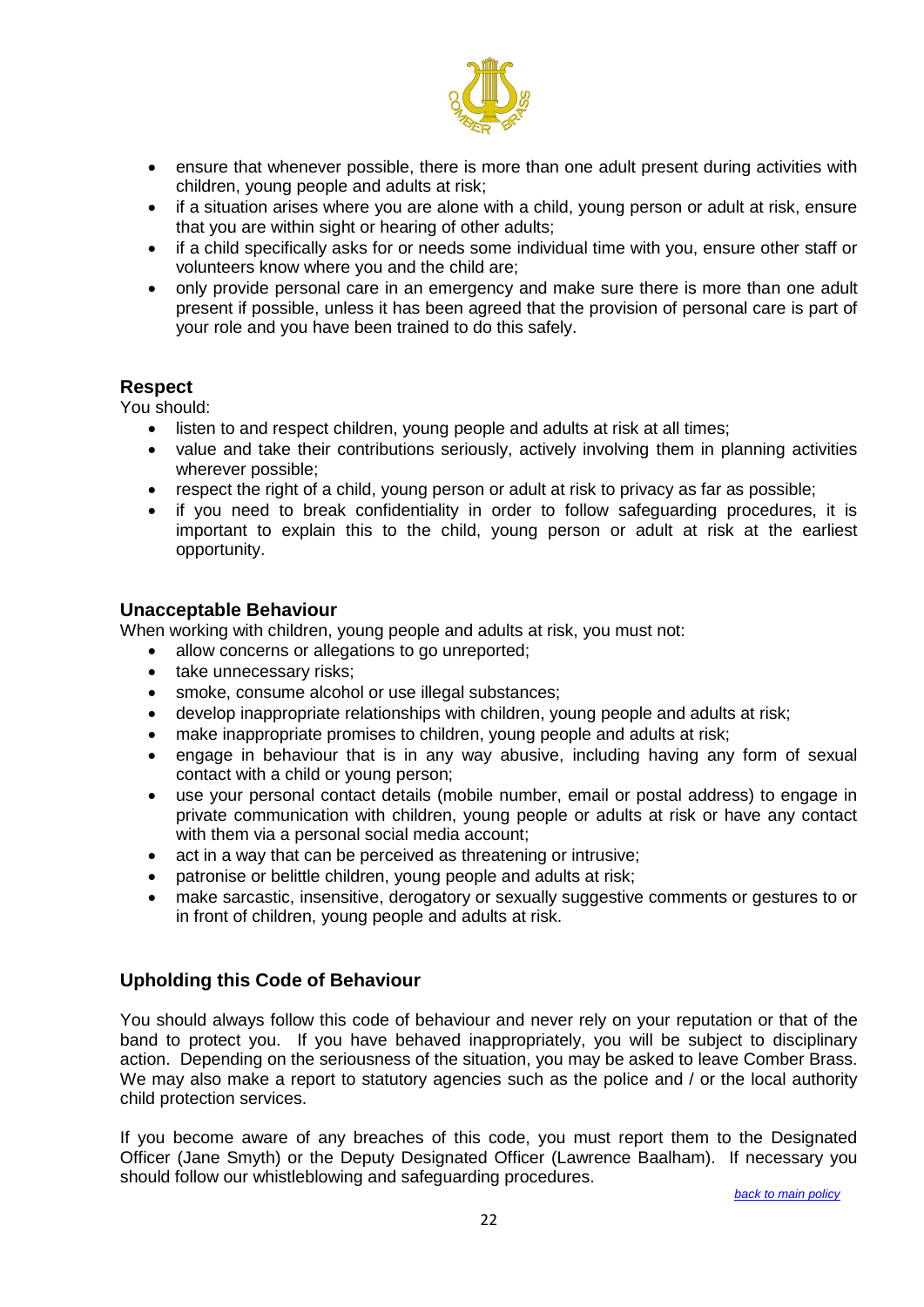- ensure that whenever possible, there is more than one adult present during activities with children, young people and adults at risk;
- if a situation arises where you are alone with a child, young person or adult at risk, ensure that you are within sight or hearing of other adults;
- if a child specifically asks for or needs some individual time with you, ensure other staff or volunteers know where you and the child are;
- only provide personal care in an emergency and make sure there is more than one adult present if possible, unless it has been agreed that the provision of personal care is part of your role and you have been trained to do this safely.

### Respect

You should:

- listen to and respect children, young people and adults at risk at all times;
- value and take their contributions seriously, actively involving them in planning activities wherever possible;
- respect the right of a child, young person or adult at risk to privacy as far as possible;
- if you need to break confidentiality in order to follow safeguarding procedures, it is important to explain this to the child, young person or adult at risk at the earliest opportunity.

### Unacceptable Behaviour

When working with children, young people and adults at risk, you must not:

- allow concerns or allegations to go unreported;
- take unnecessary risks;
- smoke, consume alcohol or use illegal substances;
- develop inappropriate relationships with children, young people and adults at risk;
- make inappropriate promises to children, young people and adults at risk;
- engage in behaviour that is in any way abusive, including having any form of sexual contact with a child or young person;
- use your personal contact details (mobile number, email or postal address) to engage in private communication with children, young people or adults at risk or have any contact with them via a personal social media account;
- act in a way that can be perceived as threatening or intrusive;
- patronise or belittle children, young people and adults at risk;
- make sarcastic, insensitive, derogatory or sexually suggestive comments or gestures to or in front of children, young people and adults at risk.

### Upholding this Code of Behaviour

You should always follow this code of behaviour and never rely on your reputation or that of the band to protect you. If you have behaved inappropriately, you will be subject to disciplinary action. Depending on the seriousness of the situation, you may be asked to leave Comber Brass. We may also make a report to statutory agencies such as the police and / or the local authority child protection services.

If you become aware of any breaches of this code, you must report them to the Designated Officer (Jane Smyth) or the Deputy Designated Officer (Lawrence Baalham). If necessary you should follow our whistleblowing and safeguarding procedures.

*back to main policy*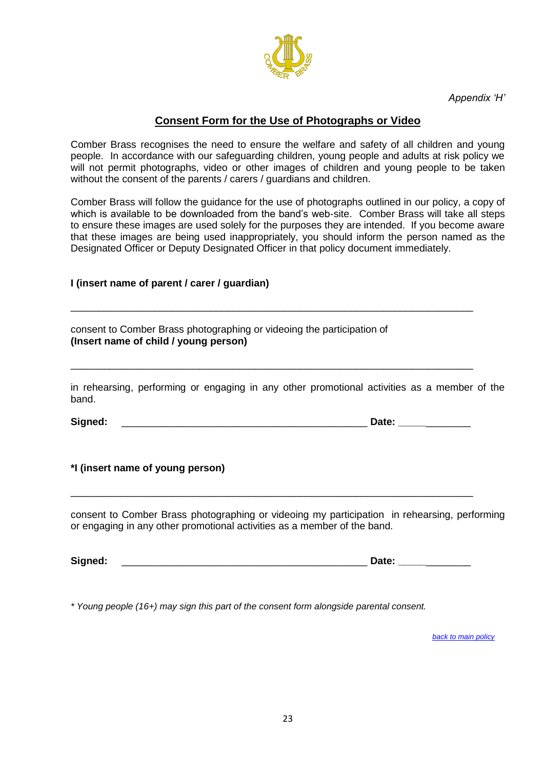*Appendix 'H'*

## Consent Form for the Use of Photographs or Video

Comber Brass recognises the need to ensure the welfare and safety of all children and young people. In accordance with our safeguarding children, young people and adults at risk policy we will not permit photographs, video or other images of children and young people to be taken without the consent of the parents / carers / guardians and children.

Comber Brass will follow the guidance for the use of photographs outlined in our policy, a copy of which is available to be downloaded from the band's web-site. Comber Brass will take all steps to ensure these images are used solely for the purposes they are intended. If you become aware that these images are being used inappropriately, you should inform the person named as the Designated Officer or Deputy Designated Officer in that policy document immediately.

**I (insert name of parent / carer / guardian)**

_____________________________________________________________________________

consent to Comber Brass photographing or videoing the participation of
**(Insert name of child / young person)**

_____________________________________________________________________________

in rehearsing, performing or engaging in any other promotional activities as a member of the band.

**Signed:** _____________________________________________ **Date:** _____________

**\*I (insert name of young person)**

_____________________________________________________________________________

consent to Comber Brass photographing or videoing my participation in rehearsing, performing or engaging in any other promotional activities as a member of the band.

**Signed:** _____________________________________________ **Date:** _____________

*\* Young people (16+) may sign this part of the consent form alongside parental consent.*

back to main policy